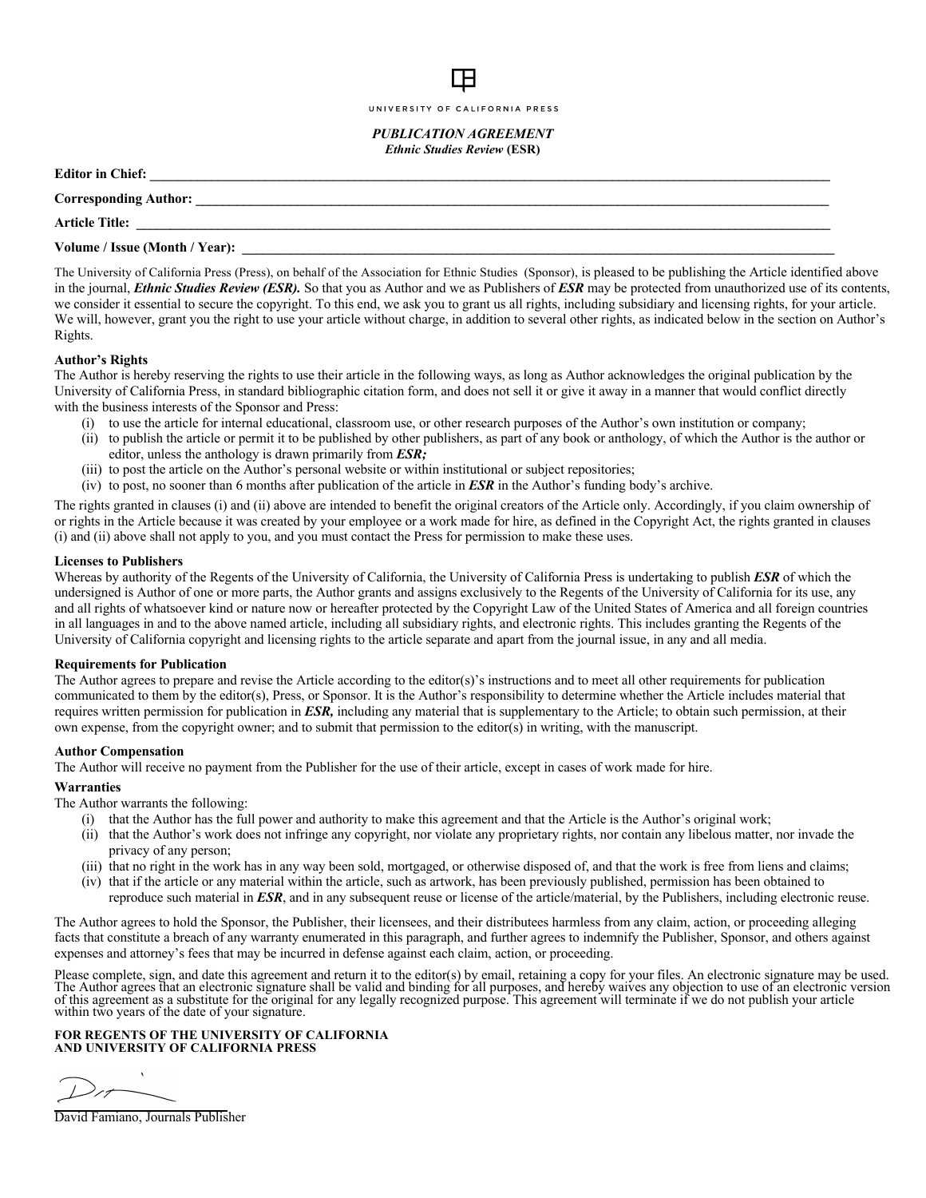UNIVERSITY OF CALIFORNIA PRESS

## *PUBLICATION AGREEMENT*

***Ethnic Studies Review* (ESR)**

**Editor in Chief:** ______________________________________________________________

**Corresponding Author:** ______________________________________________________________

**Article Title:** ______________________________________________________________

**Volume / Issue (Month / Year):** ______________________________________________________________

The University of California Press (Press), on behalf of the Association for Ethnic Studies (Sponsor), is pleased to be publishing the Article identified above in the journal, ***Ethnic Studies Review (ESR).*** So that you as Author and we as Publishers of ***ESR*** may be protected from unauthorized use of its contents, we consider it essential to secure the copyright. To this end, we ask you to grant us all rights, including subsidiary and licensing rights, for your article. We will, however, grant you the right to use your article without charge, in addition to several other rights, as indicated below in the section on Author's Rights.

**Author's Rights**

The Author is hereby reserving the rights to use their article in the following ways, as long as Author acknowledges the original publication by the University of California Press, in standard bibliographic citation form, and does not sell it or give it away in a manner that would conflict directly with the business interests of the Sponsor and Press:

(i) to use the article for internal educational, classroom use, or other research purposes of the Author's own institution or company;
(ii) to publish the article or permit it to be published by other publishers, as part of any book or anthology, of which the Author is the author or editor, unless the anthology is drawn primarily from ***ESR;***
(iii) to post the article on the Author's personal website or within institutional or subject repositories;
(iv) to post, no sooner than 6 months after publication of the article in ***ESR*** in the Author's funding body's archive.

The rights granted in clauses (i) and (ii) above are intended to benefit the original creators of the Article only. Accordingly, if you claim ownership of or rights in the Article because it was created by your employee or a work made for hire, as defined in the Copyright Act, the rights granted in clauses (i) and (ii) above shall not apply to you, and you must contact the Press for permission to make these uses.

**Licenses to Publishers**

Whereas by authority of the Regents of the University of California, the University of California Press is undertaking to publish ***ESR*** of which the undersigned is Author of one or more parts, the Author grants and assigns exclusively to the Regents of the University of California for its use, any and all rights of whatsoever kind or nature now or hereafter protected by the Copyright Law of the United States of America and all foreign countries in all languages in and to the above named article, including all subsidiary rights, and electronic rights. This includes granting the Regents of the University of California copyright and licensing rights to the article separate and apart from the journal issue, in any and all media.

**Requirements for Publication**

The Author agrees to prepare and revise the Article according to the editor(s)'s instructions and to meet all other requirements for publication communicated to them by the editor(s), Press, or Sponsor. It is the Author's responsibility to determine whether the Article includes material that requires written permission for publication in ***ESR,*** including any material that is supplementary to the Article; to obtain such permission, at their own expense, from the copyright owner; and to submit that permission to the editor(s) in writing, with the manuscript.

**Author Compensation**

The Author will receive no payment from the Publisher for the use of their article, except in cases of work made for hire.

**Warranties**

The Author warrants the following:

(i) that the Author has the full power and authority to make this agreement and that the Article is the Author's original work;
(ii) that the Author's work does not infringe any copyright, nor violate any proprietary rights, nor contain any libelous matter, nor invade the privacy of any person;
(iii) that no right in the work has in any way been sold, mortgaged, or otherwise disposed of, and that the work is free from liens and claims;
(iv) that if the article or any material within the article, such as artwork, has been previously published, permission has been obtained to reproduce such material in ***ESR***, and in any subsequent reuse or license of the article/material, by the Publishers, including electronic reuse.

The Author agrees to hold the Sponsor, the Publisher, their licensees, and their distributees harmless from any claim, action, or proceeding alleging facts that constitute a breach of any warranty enumerated in this paragraph, and further agrees to indemnify the Publisher, Sponsor, and others against expenses and attorney's fees that may be incurred in defense against each claim, action, or proceeding.

Please complete, sign, and date this agreement and return it to the editor(s) by email, retaining a copy for your files. An electronic signature may be used. The Author agrees that an electronic signature shall be valid and binding for all purposes, and hereby waives any objection to use of an electronic version of this agreement as a substitute for the original for any legally recognized purpose. This agreement will terminate if we do not publish your article within two years of the date of your signature.

**FOR REGENTS OF THE UNIVERSITY OF CALIFORNIA AND UNIVERSITY OF CALIFORNIA PRESS**

David Famiano, Journals Publisher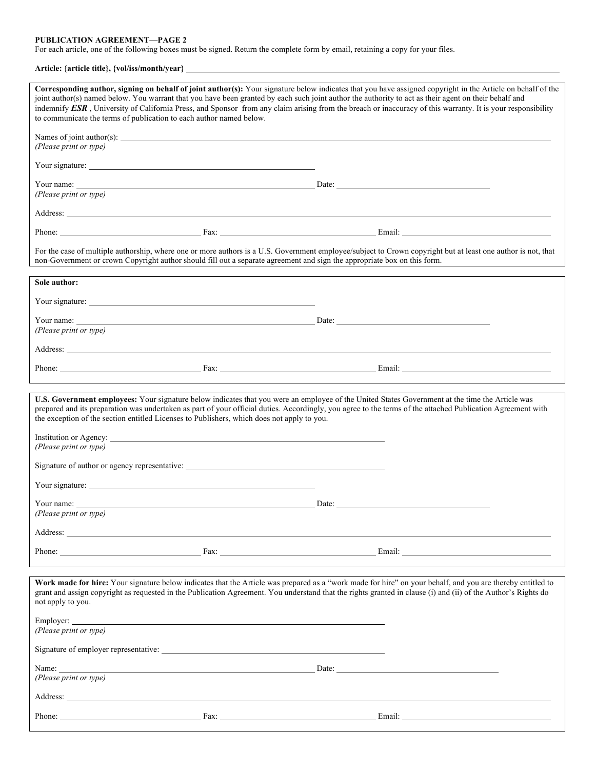**PUBLICATION AGREEMENT—PAGE 2**

For each article, one of the following boxes must be signed. Return the complete form by email, retaining a copy for your files.

**Article: {article title}, {vol/iss/month/year}** ______________________________

---

**Corresponding author, signing on behalf of joint author(s):** Your signature below indicates that you have assigned copyright in the Article on behalf of the joint author(s) named below. You warrant that you have been granted by each such joint author the authority to act as their agent on their behalf and indemnify ***ESR*** , University of California Press, and Sponsor from any claim arising from the breach or inaccuracy of this warranty. It is your responsibility to communicate the terms of publication to each author named below.

Names of joint author(s): ______________________________
*(Please print or type)*

Your signature: ______________________________

Your name: ______________________________ Date: ______________________________
*(Please print or type)*

Address: ______________________________

Phone: ______________________________ Fax: ______________________________ Email: ______________________________

For the case of multiple authorship, where one or more authors is a U.S. Government employee/subject to Crown copyright but at least one author is not, that non-Government or crown Copyright author should fill out a separate agreement and sign the appropriate box on this form.

---

**Sole author:**

Your signature: ______________________________

Your name: ______________________________ Date: ______________________________
*(Please print or type)*

Address: ______________________________

Phone: ______________________________ Fax: ______________________________ Email: ______________________________

---

**U.S. Government employees:** Your signature below indicates that you were an employee of the United States Government at the time the Article was prepared and its preparation was undertaken as part of your official duties. Accordingly, you agree to the terms of the attached Publication Agreement with the exception of the section entitled Licenses to Publishers, which does not apply to you.

Institution or Agency: ______________________________
*(Please print or type)*

Signature of author or agency representative: ______________________________

Your signature: ______________________________

Your name: ______________________________ Date: ______________________________
*(Please print or type)*

Address: ______________________________

Phone: ______________________________ Fax: ______________________________ Email: ______________________________

---

**Work made for hire:** Your signature below indicates that the Article was prepared as a "work made for hire" on your behalf, and you are thereby entitled to grant and assign copyright as requested in the Publication Agreement. You understand that the rights granted in clause (i) and (ii) of the Author's Rights do not apply to you.

Employer: ______________________________
*(Please print or type)*

Signature of employer representative: ______________________________

Name: ______________________________ Date: ______________________________
*(Please print or type)*

Address: ______________________________

Phone: ______________________________ Fax: ______________________________ Email: ______________________________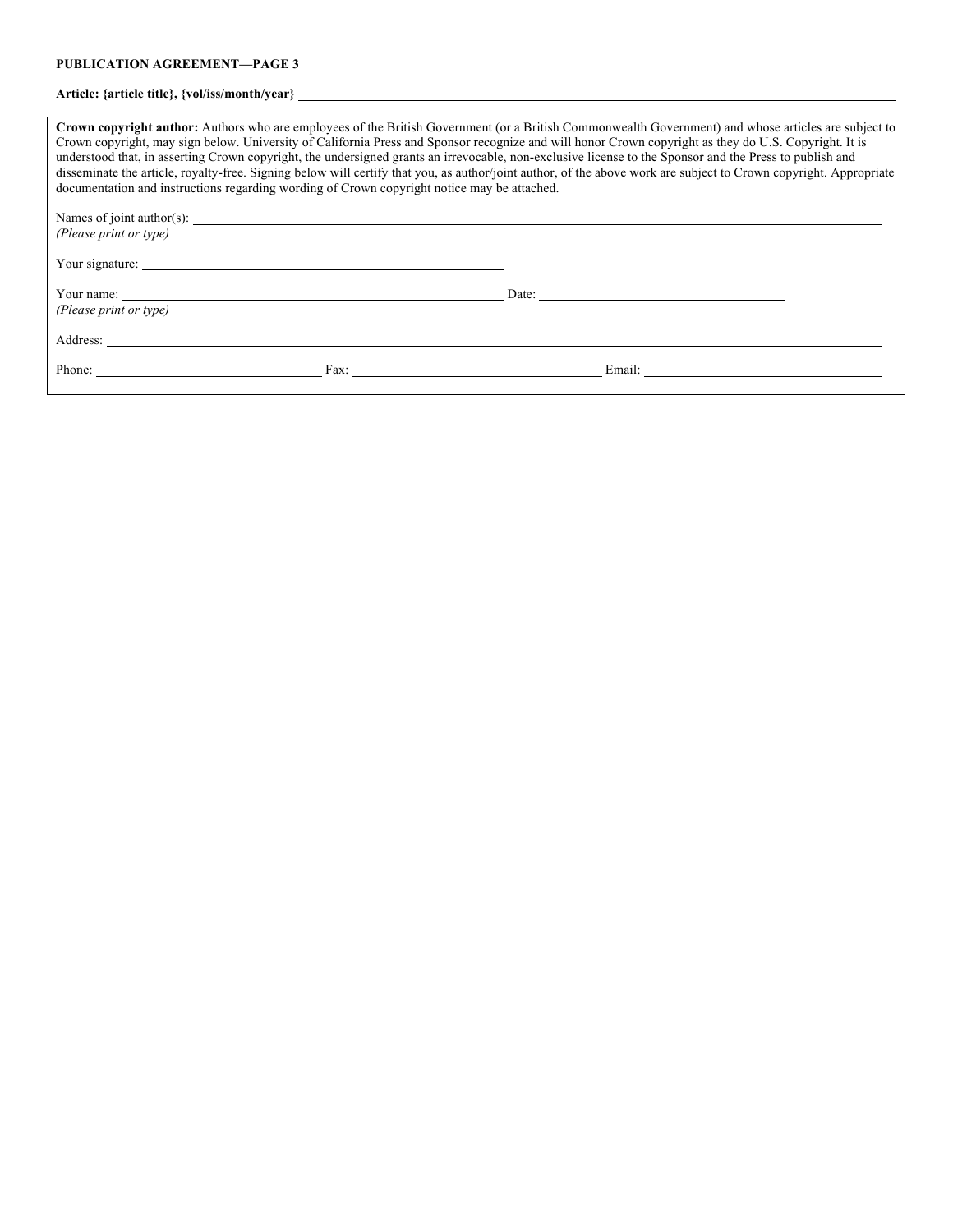**PUBLICATION AGREEMENT—PAGE 3**

**Article: {article title}, {vol/iss/month/year}** ______________________________

**Crown copyright author:** Authors who are employees of the British Government (or a British Commonwealth Government) and whose articles are subject to Crown copyright, may sign below. University of California Press and Sponsor recognize and will honor Crown copyright as they do U.S. Copyright. It is understood that, in asserting Crown copyright, the undersigned grants an irrevocable, non-exclusive license to the Sponsor and the Press to publish and disseminate the article, royalty-free. Signing below will certify that you, as author/joint author, of the above work are subject to Crown copyright. Appropriate documentation and instructions regarding wording of Crown copyright notice may be attached.

Names of joint author(s): ______________________________
*(Please print or type)*

Your signature: ______________________________

Your name: ______________________________ Date: ______________________________
*(Please print or type)*

Address: ______________________________

Phone: ______________________________ Fax: ______________________________ Email: ______________________________